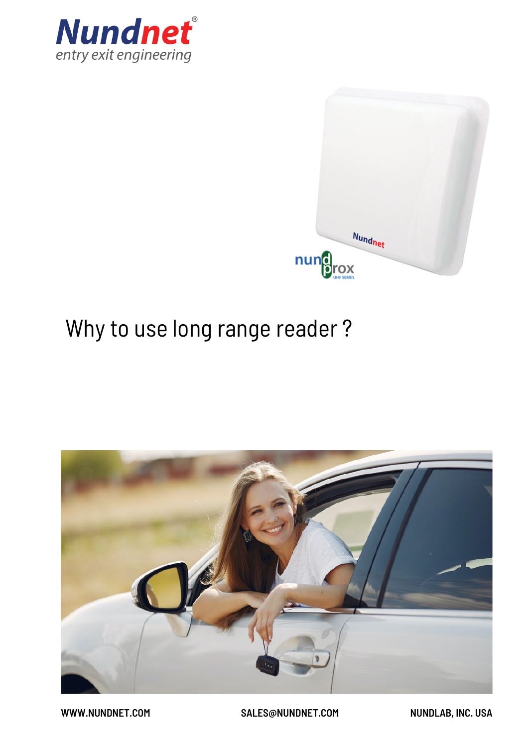# Why to use long range reader ?

WWW.NUNDNET.COM SALES@NUNDNET.COM NUNDLAB, INC. USA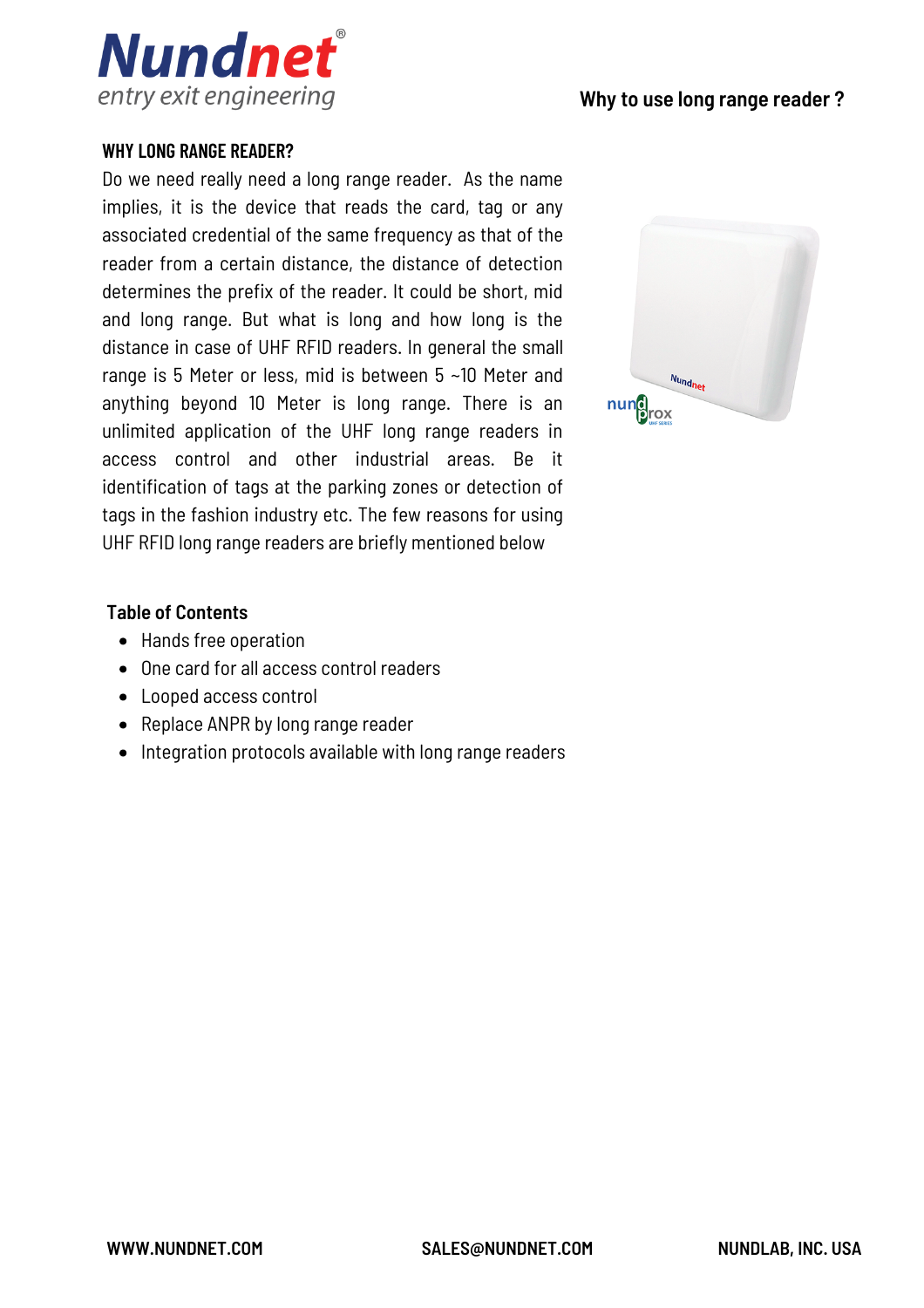## WHY LONG RANGE READER?

Do we need really need a long range reader.  As the name implies, it is the device that reads the card, tag or any associated credential of the same frequency as that of the reader from a certain distance, the distance of detection determines the prefix of the reader. It could be short, mid and long range. But what is long and how long is the distance in case of UHF RFID readers. In general the small range is 5 Meter or less, mid is between 5 ~10 Meter and anything beyond 10 Meter is long range. There is an unlimited application of the UHF long range readers in access control and other industrial areas. Be it identification of tags at the parking zones or detection of tags in the fashion industry etc. The few reasons for using UHF RFID long range readers are briefly mentioned below

### Table of Contents

- Hands free operation
- One card for all access control readers
- Looped access control
- Replace ANPR by long range reader
- Integration protocols available with long range readers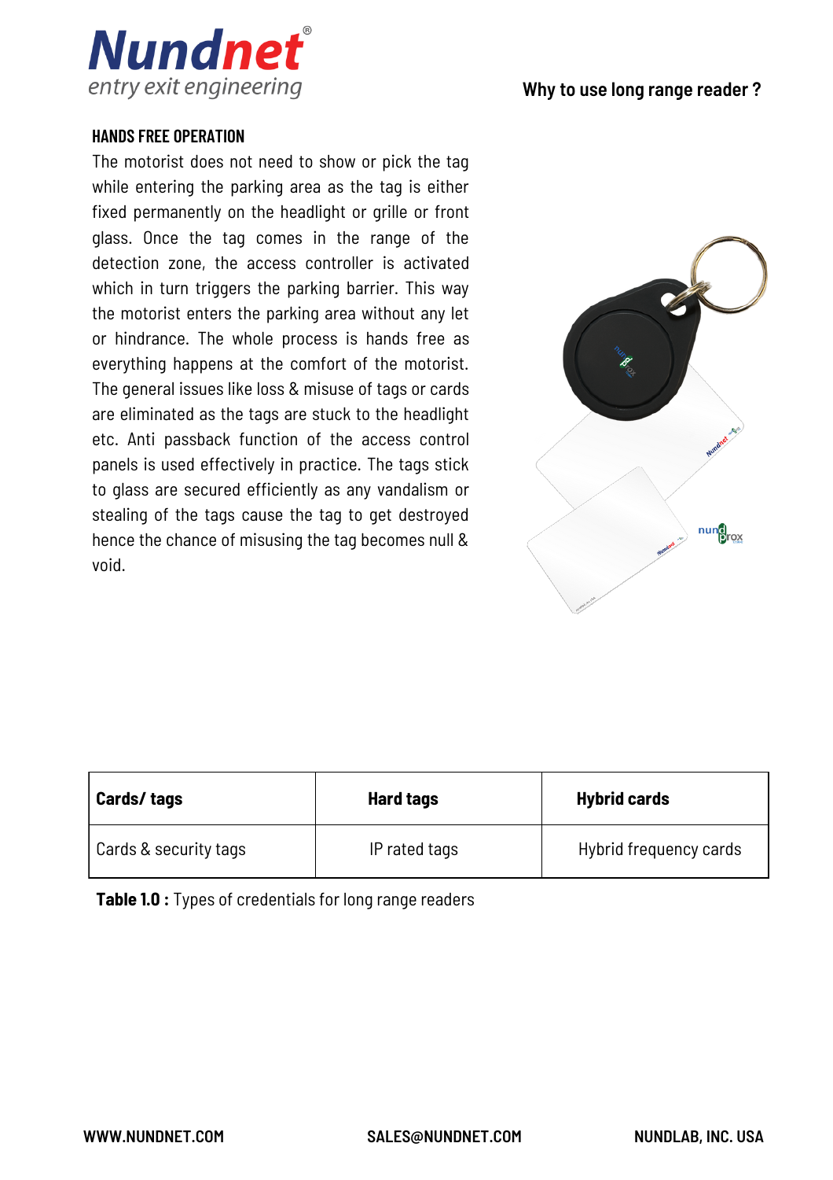## Why to use long range reader ?

### HANDS FREE OPERATION

The motorist does not need to show or pick the tag while entering the parking area as the tag is either fixed permanently on the headlight or grille or front glass. Once the tag comes in the range of the detection zone, the access controller is activated which in turn triggers the parking barrier. This way the motorist enters the parking area without any let or hindrance. The whole process is hands free as everything happens at the comfort of the motorist. The general issues like loss & misuse of tags or cards are eliminated as the tags are stuck to the headlight etc. Anti passback function of the access control panels is used effectively in practice. The tags stick to glass are secured efficiently as any vandalism or stealing of the tags cause the tag to get destroyed hence the chance of misusing the tag becomes null & void.

| **Cards/ tags** | **Hard tags** | **Hybrid cards** |
|---|---|---|
| Cards & security tags | IP rated tags | Hybrid frequency cards |

**Table 1.0 :** Types of credentials for long range readers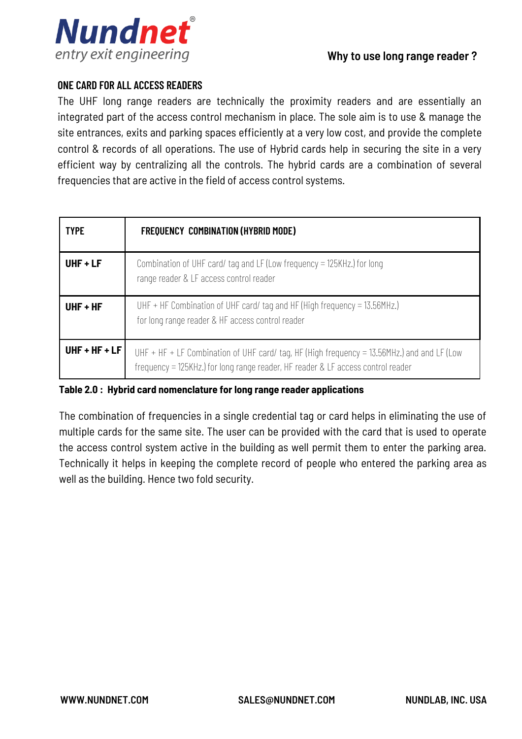**Why to use long range reader ?**

## ONE CARD FOR ALL ACCESS READERS

The UHF long range readers are technically the proximity readers and are essentially an integrated part of the access control mechanism in place. The sole aim is to use & manage the site entrances, exits and parking spaces efficiently at a very low cost, and provide the complete control & records of all operations. The use of Hybrid cards help in securing the site in a very efficient way by centralizing all the controls. The hybrid cards are a combination of several frequencies that are active in the field of access control systems.

| TYPE | FREQUENCY COMBINATION (HYBRID MODE) |
|---|---|
| **UHF + LF** | Combination of UHF card/ tag and LF (Low frequency = 125KHz.) for long range reader & LF access control reader |
| **UHF + HF** | UHF + HF Combination of UHF card/ tag and HF (High frequency = 13.56MHz.) for long range reader & HF access control reader |
| **UHF + HF + LF** | UHF + HF + LF Combination of UHF card/ tag, HF (High frequency = 13.56MHz.) and and LF (Low frequency = 125KHz.) for long range reader, HF reader & LF access control reader |

**Table 2.0 : Hybrid card nomenclature for long range reader applications**

The combination of frequencies in a single credential tag or card helps in eliminating the use of multiple cards for the same site. The user can be provided with the card that is used to operate the access control system active in the building as well permit them to enter the parking area. Technically it helps in keeping the complete record of people who entered the parking area as well as the building. Hence two fold security.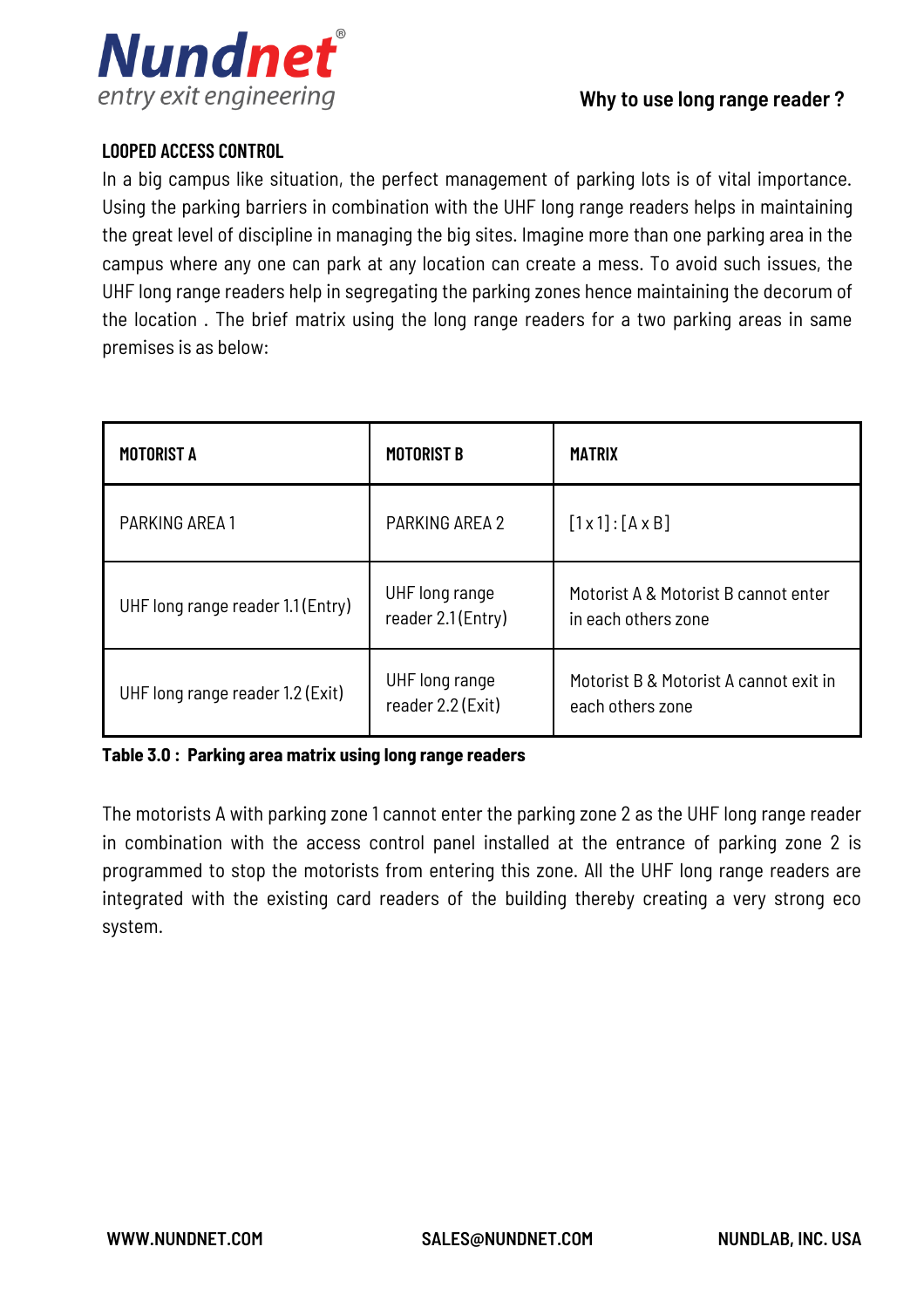## Why to use long range reader ?

### LOOPED ACCESS CONTROL

In a big campus like situation, the perfect management of parking lots is of vital importance. Using the parking barriers in combination with the UHF long range readers helps in maintaining the great level of discipline in managing the big sites. Imagine more than one parking area in the campus where any one can park at any location can create a mess. To avoid such issues, the UHF long range readers help in segregating the parking zones hence maintaining the decorum of the location . The brief matrix using the long range readers for a two parking areas in same premises is as below:

| MOTORIST A | MOTORIST B | MATRIX |
| --- | --- | --- |
| PARKING AREA 1 | PARKING AREA 2 | [1 x 1] : [A x B] |
| UHF long range reader 1.1 (Entry) | UHF long range reader 2.1 (Entry) | Motorist A & Motorist B cannot enter in each others zone |
| UHF long range reader 1.2 (Exit) | UHF long range reader 2.2 (Exit) | Motorist B & Motorist A cannot exit in each others zone |

**Table 3.0 : Parking area matrix using long range readers**

The motorists A with parking zone 1 cannot enter the parking zone 2 as the UHF long range reader in combination with the access control panel installed at the entrance of parking zone 2 is programmed to stop the motorists from entering this zone. All the UHF long range readers are integrated with the existing card readers of the building thereby creating a very strong eco system.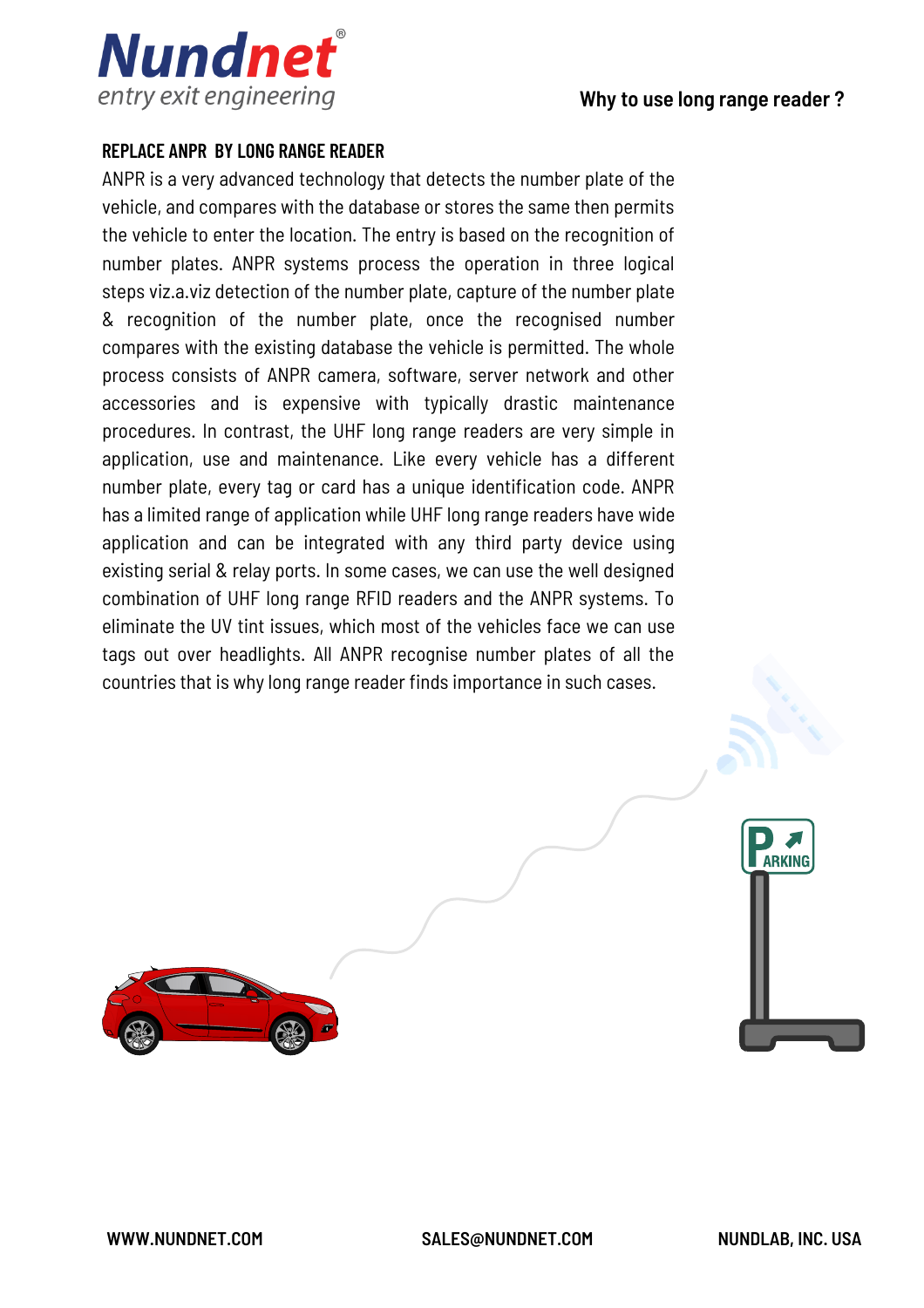## Why to use long range reader ?

### REPLACE ANPR BY LONG RANGE READER

ANPR is a very advanced technology that detects the number plate of the vehicle, and compares with the database or stores the same then permits the vehicle to enter the location. The entry is based on the recognition of number plates. ANPR systems process the operation in three logical steps viz.a.viz detection of the number plate, capture of the number plate & recognition of the number plate, once the recognised number compares with the existing database the vehicle is permitted. The whole process consists of ANPR camera, software, server network and other accessories and is expensive with typically drastic maintenance procedures. In contrast, the UHF long range readers are very simple in application, use and maintenance. Like every vehicle has a different number plate, every tag or card has a unique identification code. ANPR has a limited range of application while UHF long range readers have wide application and can be integrated with any third party device using existing serial & relay ports. In some cases, we can use the well designed combination of UHF long range RFID readers and the ANPR systems. To eliminate the UV tint issues, which most of the vehicles face we can use tags out over headlights. All ANPR recognise number plates of all the countries that is why long range reader finds importance in such cases.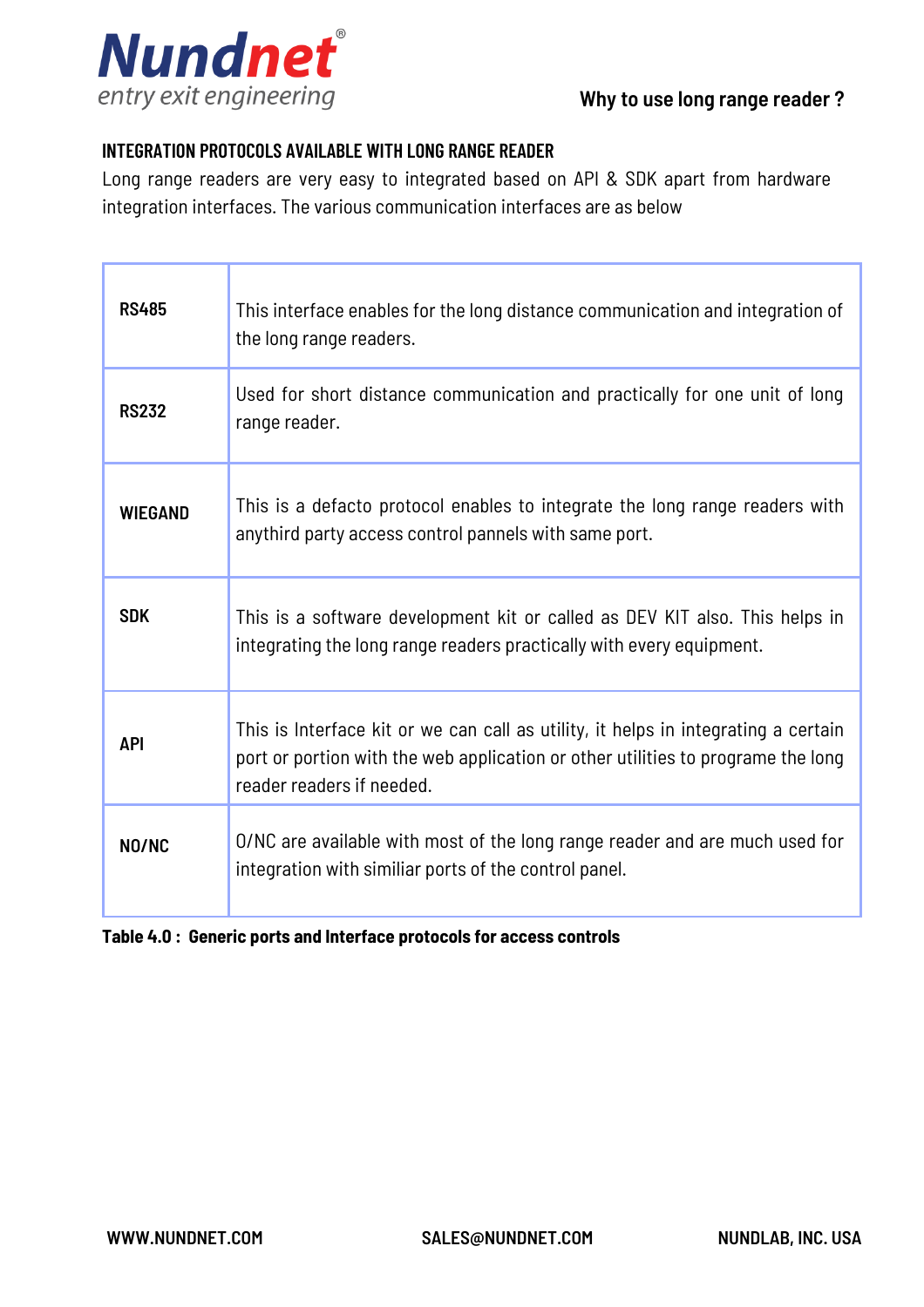## INTEGRATION PROTOCOLS AVAILABLE WITH LONG RANGE READER

Long range readers are very easy to integrated based on API & SDK apart from hardware integration interfaces. The various communication interfaces are as below

| | |
|---|---|
| **RS485** | This interface enables for the long distance communication and integration of the long range readers. |
| **RS232** | Used for short distance communication and practically for one unit of long range reader. |
| **WIEGAND** | This is a defacto protocol enables to integrate the long range readers with anythird party access control pannels with same port. |
| **SDK** | This is a software development kit or called as DEV KIT also. This helps in integrating the long range readers practically with every equipment. |
| **API** | This is Interface kit or we can call as utility, it helps in integrating a certain port or portion with the web application or other utilities to programe the long reader readers if needed. |
| **NO/NC** | O/NC are available with most of the long range reader and are much used for integration with similiar ports of the control panel. |

**Table 4.0 : Generic ports and Interface protocols for access controls**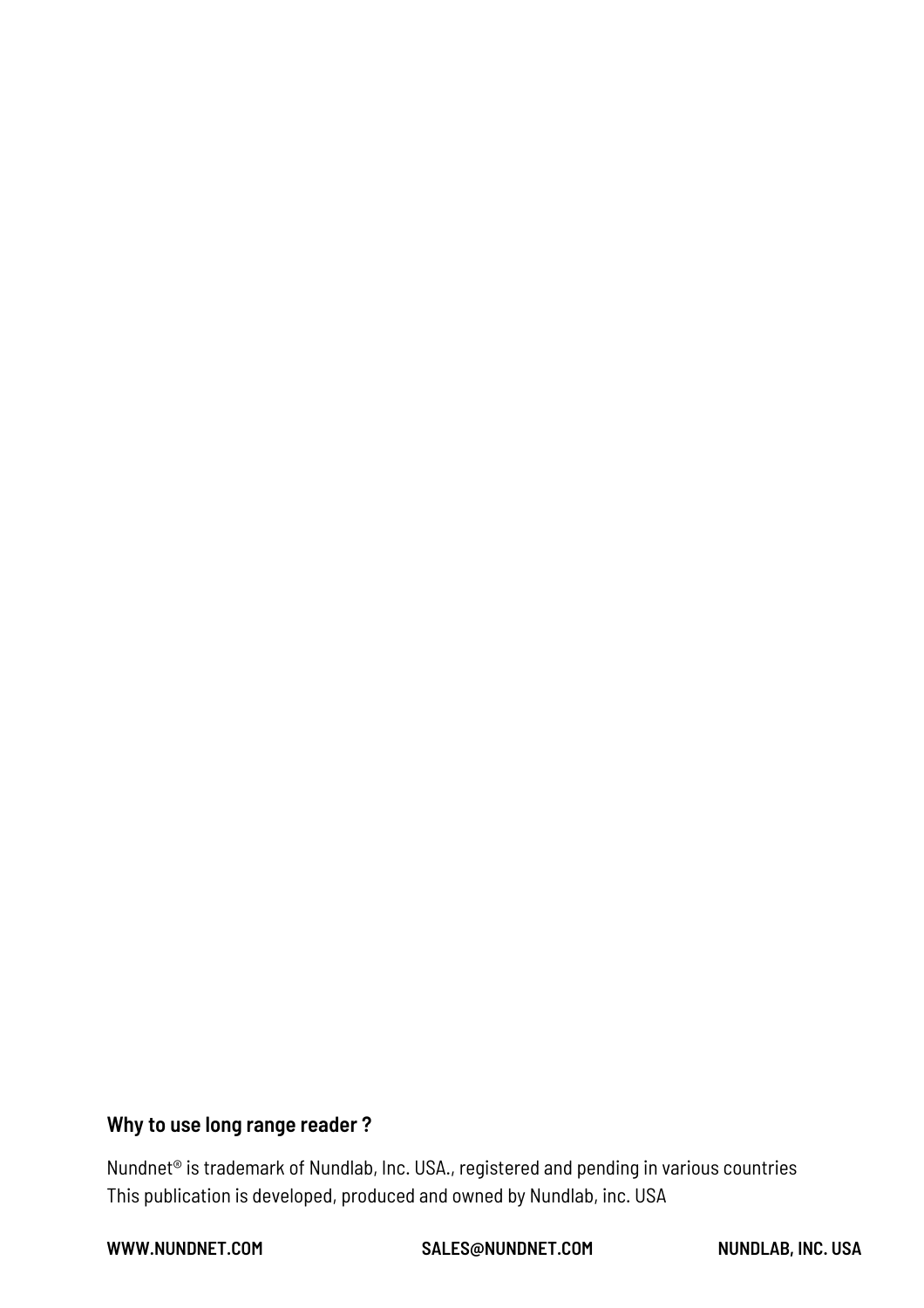**Why to use long range reader ?**

Nundnet® is trademark of Nundlab, Inc. USA., registered and pending in various countries
This publication is developed, produced and owned by Nundlab, inc. USA

**WWW.NUNDNET.COM** **SALES@NUNDNET.COM** **NUNDLAB, INC. USA**